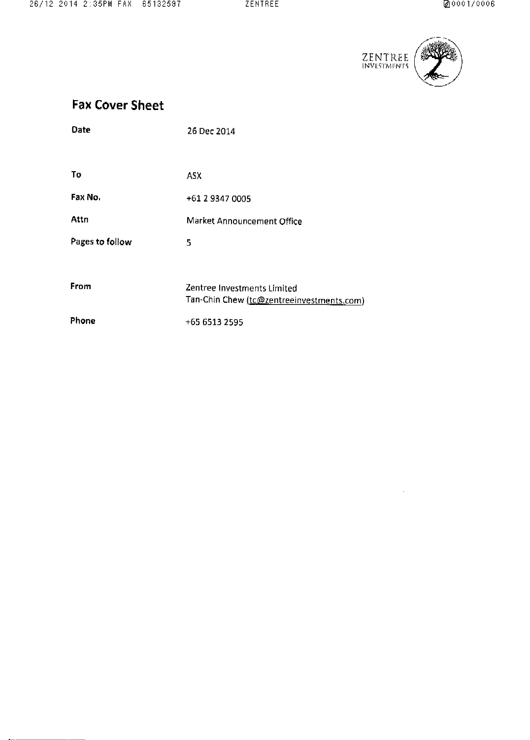ZENTREE INVESTMENTS

# Fax Cover Sheet

| | |
|---|---|
| **Date** | 26 Dec 2014 |
| **To** | ASX |
| **Fax No.** | +61 2 9347 0005 |
| **Attn** | Market Announcement Office |
| **Pages to follow** | 5 |
| **From** | Zentree Investments Limited<br>Tan-Chin Chew (tc@zentreeinvestments.com) |
| **Phone** | +65 6513 2595 |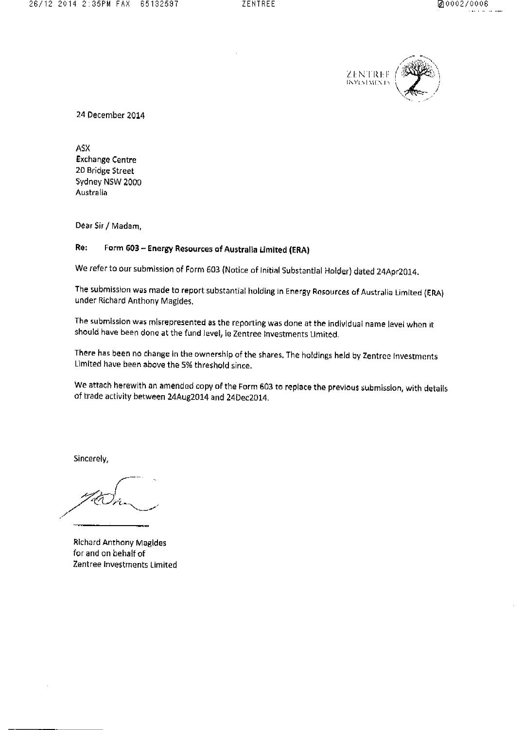24 December 2014

ASX
Exchange Centre
20 Bridge Street
Sydney NSW 2000
Australia

Dear Sir / Madam,

**Re: Form 603 – Energy Resources of Australia Limited (ERA)**

We refer to our submission of Form 603 (Notice of Initial Substantial Holder) dated 24Apr2014.

The submission was made to report substantial holding in Energy Resources of Australia Limited (ERA) under Richard Anthony Magides.

The submission was misrepresented as the reporting was done at the individual name level when it should have been done at the fund level, ie Zentree Investments Limited.

There has been no change in the ownership of the shares. The holdings held by Zentree Investments Limited have been above the 5% threshold since.

We attach herewith an amended copy of the Form 603 to replace the previous submission, with details of trade activity between 24Aug2014 and 24Dec2014.

Sincerely,

Richard Anthony Magides
for and on behalf of
Zentree Investments Limited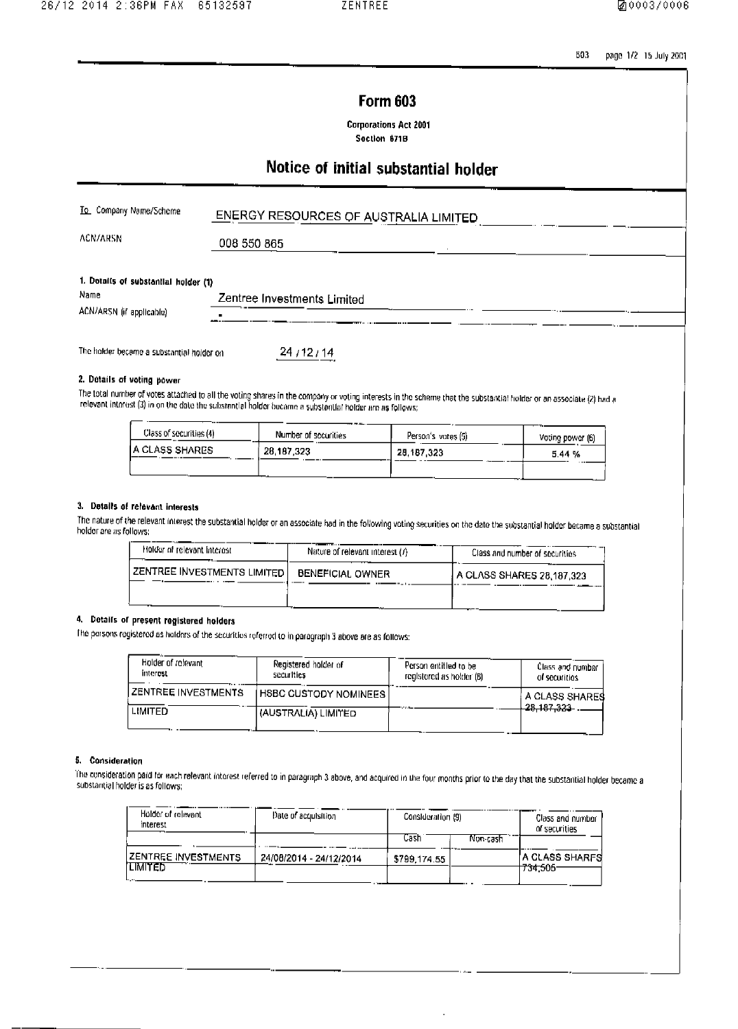# Form 603

**Corporations Act 2001**
**Section 671B**

## Notice of initial substantial holder

| | |
|---|---|
| To Company Name/Scheme | ENERGY RESOURCES OF AUSTRALIA LIMITED |
| ACN/ARSN | 008 550 865 |

**1. Details of substantial holder (1)**

| | |
|---|---|
| Name | Zentree Investments Limited |
| ACN/ARSN (if applicable) | - |

The holder became a substantial holder on 24 / 12 / 14

**2. Details of voting power**

The total number of votes attached to all the voting shares in the company or voting interests in the scheme that the substantial holder or an associate (2) had a relevant interest (3) in on the date the substantial holder became a substantial holder are as follows:

| Class of securities (4) | Number of securities | Person's votes (5) | Voting power (6) |
|---|---|---|---|
| A CLASS SHARES | 28,187,323 | 28,187,323 | 5.44 % |
| | | | |

**3. Details of relevant interests**

The nature of the relevant interest the substantial holder or an associate had in the following voting securities on the date the substantial holder became a substantial holder are as follows:

| Holder of relevant interest | Nature of relevant interest (7) | Class and number of securities |
|---|---|---|
| ZENTREE INVESTMENTS LIMITED | BENEFICIAL OWNER | A CLASS SHARES 28,187,323 |
| | | |

**4. Details of present registered holders**

The persons registered as holders of the securities referred to in paragraph 3 above are as follows:

| Holder of relevant interest | Registered holder of securities | Person entitled to be registered as holder (8) | Class and number of securities |
|---|---|---|---|
| ZENTREE INVESTMENTS LIMITED | HSBC CUSTODY NOMINEES (AUSTRALIA) LIMITED | | A CLASS SHARES 28,187,323 |

**5. Consideration**

The consideration paid for each relevant interest referred to in paragraph 3 above, and acquired in the four months prior to the day that the substantial holder became a substantial holder is as follows:

| Holder of relevant interest | Date of acquisition | Consideration (9) | | Class and number of securities |
|---|---|---|---|---|
| | | Cash | Non-cash | |
| ZENTREE INVESTMENTS LIMITED | 24/08/2014 - 24/12/2014 | $799,174.55 | | A CLASS SHARES 734,505 |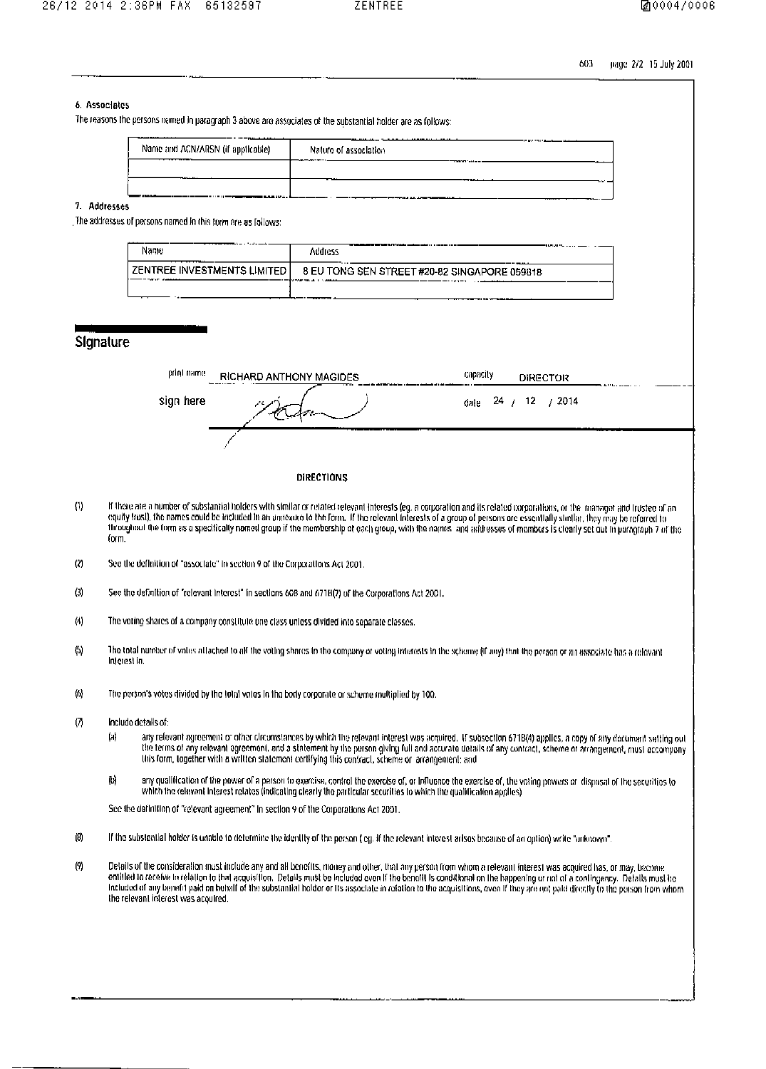## 6. Associates

The reasons the persons named in paragraph 3 above are associates of the substantial holder are as follows:

| Name and ACN/ARSN (if applicable) | Nature of association |
|---|---|
| | |
| | |

## 7. Addresses

The addresses of persons named in this form are as follows:

| Name | Address |
|---|---|
| ZENTREE INVESTMENTS LIMITED | 8 EU TONG SEN STREET #20-82 SINGAPORE 059818 |
| | |

## Signature

print name RICHARD ANTHONY MAGIDES capacity DIRECTOR

sign here date 24 / 12 / 2014

### DIRECTIONS

(1) If there are a number of substantial holders with similar or related relevant interests (eg. a corporation and its related corporations, or the manager and trustee of an equity trust), the names could be included in an annexure to the form. If the relevant interests of a group of persons are essentially similar, they may be referred to throughout the form as a specifically named group if the membership of each group, with the names and addresses of members is clearly set out in paragraph 7 of the form.

(2) See the definition of "associate" in section 9 of the Corporations Act 2001.

(3) See the definition of "relevant interest" in sections 608 and 671B(7) of the Corporations Act 2001.

(4) The voting shares of a company constitute one class unless divided into separate classes.

(5) The total number of votes attached to all the voting shares in the company or voting interests in the scheme (if any) that the person or an associate has a relevant interest in.

(6) The person's votes divided by the total votes in the body corporate or scheme multiplied by 100.

(7) Include details of:

- (a) any relevant agreement or other circumstances by which the relevant interest was acquired. If subsection 671B(4) applies, a copy of any document setting out the terms of any relevant agreement, and a statement by the person giving full and accurate details of any contract, scheme or arrangement, must accompany this form, together with a written statement certifying this contract, scheme or arrangement; and
- (b) any qualification of the power of a person to exercise, control the exercise of, or influence the exercise of, the voting powers or disposal of the securities to which the relevant interest relates (indicating clearly the particular securities to which the qualification applies)

See the definition of "relevant agreement" in section 9 of the Corporations Act 2001.

(8) If the substantial holder is unable to determine the identity of the person ( eg. if the relevant interest arises because of an option) write "unknown".

(9) Details of the consideration must include any and all benefits, money and other, that any person from whom a relevant interest was acquired has, or may, become entitled to receive in relation to that acquisition. Details must be included even if the benefit is conditional on the happening or not of a contingency. Details must be included of any benefit paid on behalf of the substantial holder or its associate in relation to the acquisitions, even if they are not paid directly to the person from whom the relevant interest was acquired.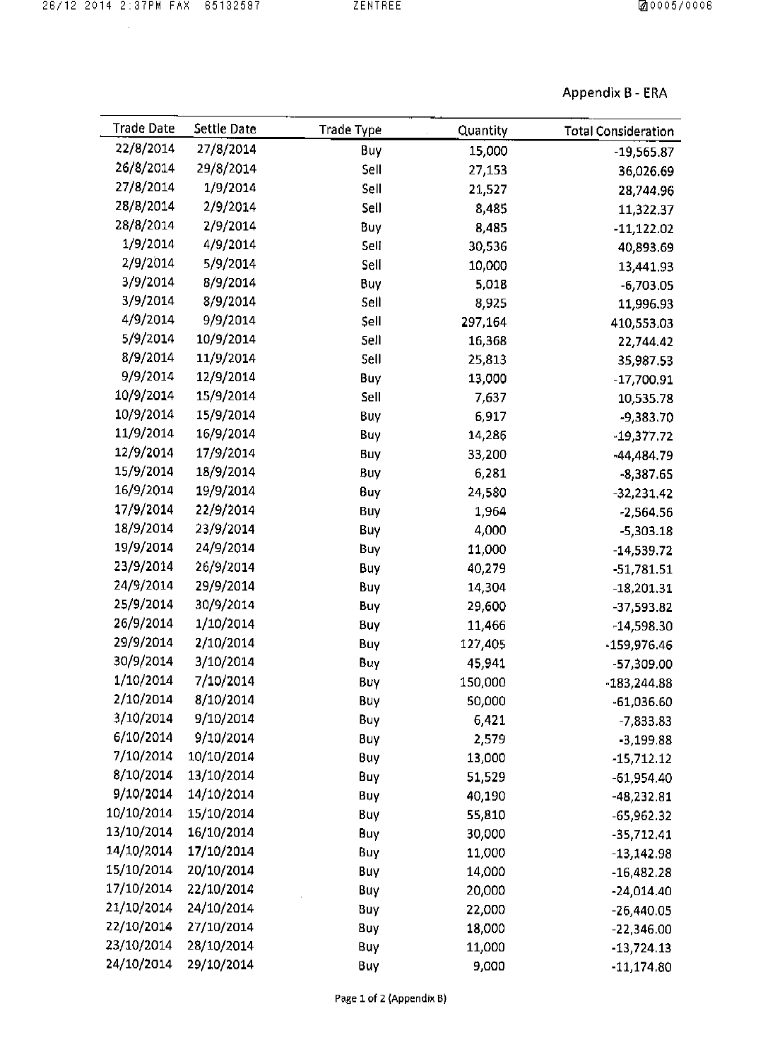Appendix B - ERA

| Trade Date | Settle Date | Trade Type | Quantity | Total Consideration |
|---|---|---|---|---|
| 22/8/2014 | 27/8/2014 | Buy | 15,000 | -19,565.87 |
| 26/8/2014 | 29/8/2014 | Sell | 27,153 | 36,026.69 |
| 27/8/2014 | 1/9/2014 | Sell | 21,527 | 28,744.96 |
| 28/8/2014 | 2/9/2014 | Sell | 8,485 | 11,322.37 |
| 28/8/2014 | 2/9/2014 | Buy | 8,485 | -11,122.02 |
| 1/9/2014 | 4/9/2014 | Sell | 30,536 | 40,893.69 |
| 2/9/2014 | 5/9/2014 | Sell | 10,000 | 13,441.93 |
| 3/9/2014 | 8/9/2014 | Buy | 5,018 | -6,703.05 |
| 3/9/2014 | 8/9/2014 | Sell | 8,925 | 11,996.93 |
| 4/9/2014 | 9/9/2014 | Sell | 297,164 | 410,553.03 |
| 5/9/2014 | 10/9/2014 | Sell | 16,368 | 22,744.42 |
| 8/9/2014 | 11/9/2014 | Sell | 25,813 | 35,987.53 |
| 9/9/2014 | 12/9/2014 | Buy | 13,000 | -17,700.91 |
| 10/9/2014 | 15/9/2014 | Sell | 7,637 | 10,535.78 |
| 10/9/2014 | 15/9/2014 | Buy | 6,917 | -9,383.70 |
| 11/9/2014 | 16/9/2014 | Buy | 14,286 | -19,377.72 |
| 12/9/2014 | 17/9/2014 | Buy | 33,200 | -44,484.79 |
| 15/9/2014 | 18/9/2014 | Buy | 6,281 | -8,387.65 |
| 16/9/2014 | 19/9/2014 | Buy | 24,580 | -32,231.42 |
| 17/9/2014 | 22/9/2014 | Buy | 1,964 | -2,564.56 |
| 18/9/2014 | 23/9/2014 | Buy | 4,000 | -5,303.18 |
| 19/9/2014 | 24/9/2014 | Buy | 11,000 | -14,539.72 |
| 23/9/2014 | 26/9/2014 | Buy | 40,279 | -51,781.51 |
| 24/9/2014 | 29/9/2014 | Buy | 14,304 | -18,201.31 |
| 25/9/2014 | 30/9/2014 | Buy | 29,600 | -37,593.82 |
| 26/9/2014 | 1/10/2014 | Buy | 11,466 | -14,598.30 |
| 29/9/2014 | 2/10/2014 | Buy | 127,405 | -159,976.46 |
| 30/9/2014 | 3/10/2014 | Buy | 45,941 | -57,309.00 |
| 1/10/2014 | 7/10/2014 | Buy | 150,000 | -183,244.88 |
| 2/10/2014 | 8/10/2014 | Buy | 50,000 | -61,036.60 |
| 3/10/2014 | 9/10/2014 | Buy | 6,421 | -7,833.83 |
| 6/10/2014 | 9/10/2014 | Buy | 2,579 | -3,199.88 |
| 7/10/2014 | 10/10/2014 | Buy | 13,000 | -15,712.12 |
| 8/10/2014 | 13/10/2014 | Buy | 51,529 | -61,954.40 |
| 9/10/2014 | 14/10/2014 | Buy | 40,190 | -48,232.81 |
| 10/10/2014 | 15/10/2014 | Buy | 55,810 | -65,962.32 |
| 13/10/2014 | 16/10/2014 | Buy | 30,000 | -35,712.41 |
| 14/10/2014 | 17/10/2014 | Buy | 11,000 | -13,142.98 |
| 15/10/2014 | 20/10/2014 | Buy | 14,000 | -16,482.28 |
| 17/10/2014 | 22/10/2014 | Buy | 20,000 | -24,014.40 |
| 21/10/2014 | 24/10/2014 | Buy | 22,000 | -26,440.05 |
| 22/10/2014 | 27/10/2014 | Buy | 18,000 | -22,346.00 |
| 23/10/2014 | 28/10/2014 | Buy | 11,000 | -13,724.13 |
| 24/10/2014 | 29/10/2014 | Buy | 9,000 | -11,174.80 |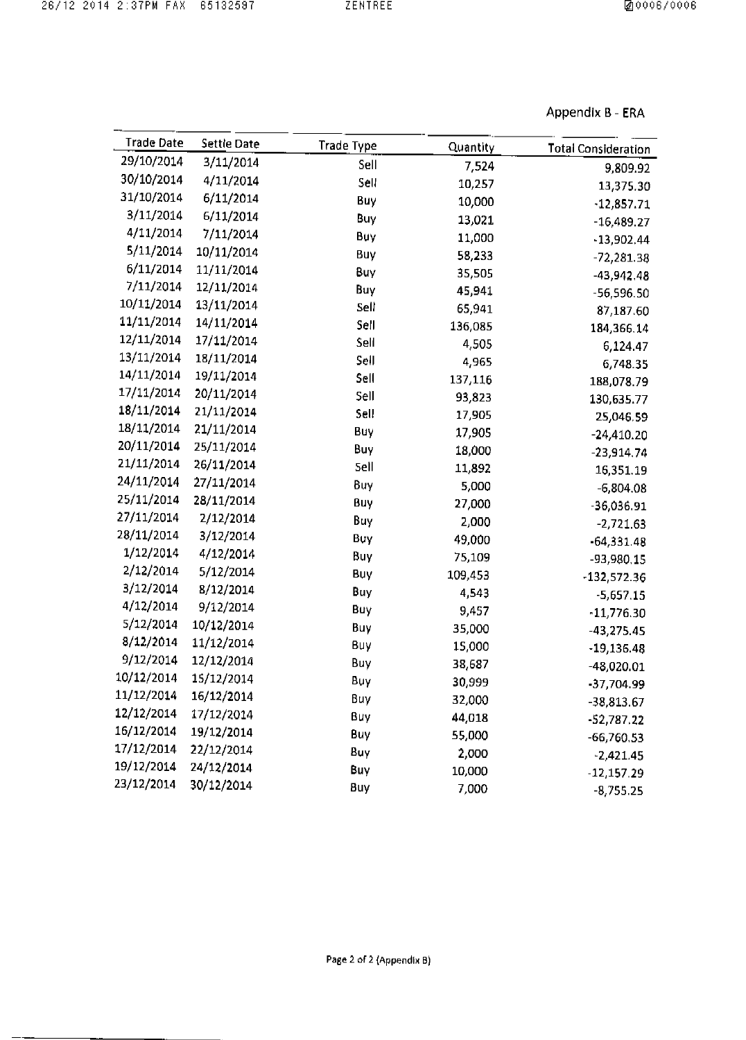Appendix B - ERA

| Trade Date | Settle Date | Trade Type | Quantity | Total Consideration |
|---|---|---|---|---|
| 29/10/2014 | 3/11/2014 | Sell | 7,524 | 9,809.92 |
| 30/10/2014 | 4/11/2014 | Sell | 10,257 | 13,375.30 |
| 31/10/2014 | 6/11/2014 | Buy | 10,000 | -12,857.71 |
| 3/11/2014 | 6/11/2014 | Buy | 13,021 | -16,489.27 |
| 4/11/2014 | 7/11/2014 | Buy | 11,000 | -13,902.44 |
| 5/11/2014 | 10/11/2014 | Buy | 58,233 | -72,281.38 |
| 6/11/2014 | 11/11/2014 | Buy | 35,505 | -43,942.48 |
| 7/11/2014 | 12/11/2014 | Buy | 45,941 | -56,596.50 |
| 10/11/2014 | 13/11/2014 | Sell | 65,941 | 87,187.60 |
| 11/11/2014 | 14/11/2014 | Sell | 136,085 | 184,366.14 |
| 12/11/2014 | 17/11/2014 | Sell | 4,505 | 6,124.47 |
| 13/11/2014 | 18/11/2014 | Sell | 4,965 | 6,748.35 |
| 14/11/2014 | 19/11/2014 | Sell | 137,116 | 188,078.79 |
| 17/11/2014 | 20/11/2014 | Sell | 93,823 | 130,635.77 |
| 18/11/2014 | 21/11/2014 | Sell | 17,905 | 25,046.59 |
| 18/11/2014 | 21/11/2014 | Buy | 17,905 | -24,410.20 |
| 20/11/2014 | 25/11/2014 | Buy | 18,000 | -23,914.74 |
| 21/11/2014 | 26/11/2014 | Sell | 11,892 | 16,351.19 |
| 24/11/2014 | 27/11/2014 | Buy | 5,000 | -6,804.08 |
| 25/11/2014 | 28/11/2014 | Buy | 27,000 | -36,036.91 |
| 27/11/2014 | 2/12/2014 | Buy | 2,000 | -2,721.63 |
| 28/11/2014 | 3/12/2014 | Buy | 49,000 | -64,331.48 |
| 1/12/2014 | 4/12/2014 | Buy | 75,109 | -93,980.15 |
| 2/12/2014 | 5/12/2014 | Buy | 109,453 | -132,572.36 |
| 3/12/2014 | 8/12/2014 | Buy | 4,543 | -5,657.15 |
| 4/12/2014 | 9/12/2014 | Buy | 9,457 | -11,776.30 |
| 5/12/2014 | 10/12/2014 | Buy | 35,000 | -43,275.45 |
| 8/12/2014 | 11/12/2014 | Buy | 15,000 | -19,136.48 |
| 9/12/2014 | 12/12/2014 | Buy | 38,687 | -48,020.01 |
| 10/12/2014 | 15/12/2014 | Buy | 30,999 | -37,704.99 |
| 11/12/2014 | 16/12/2014 | Buy | 32,000 | -38,813.67 |
| 12/12/2014 | 17/12/2014 | Buy | 44,018 | -52,787.22 |
| 16/12/2014 | 19/12/2014 | Buy | 55,000 | -66,760.53 |
| 17/12/2014 | 22/12/2014 | Buy | 2,000 | -2,421.45 |
| 19/12/2014 | 24/12/2014 | Buy | 10,000 | -12,157.29 |
| 23/12/2014 | 30/12/2014 | Buy | 7,000 | -8,755.25 |